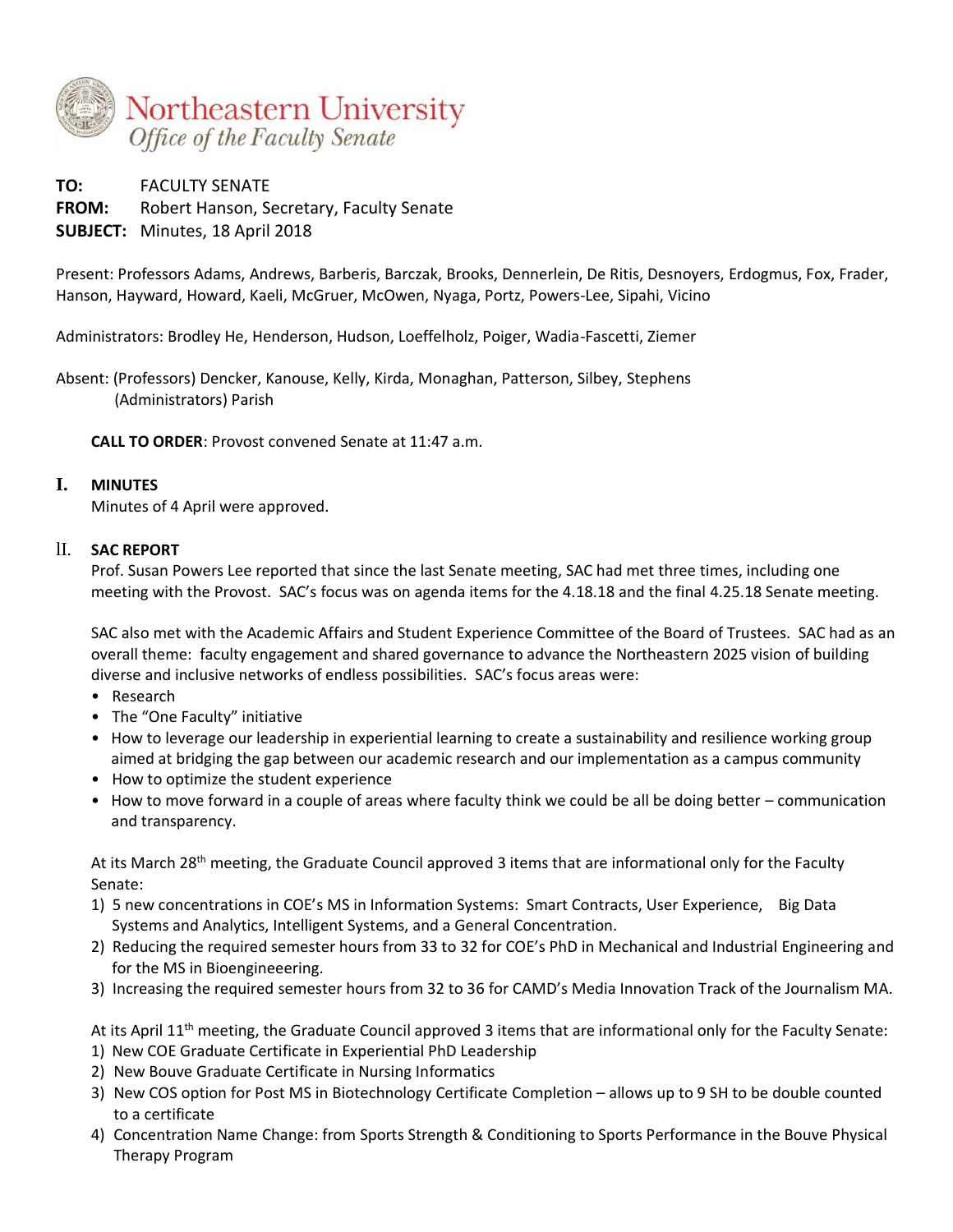Northeastern University
*Office of the Faculty Senate*

**TO:** FACULTY SENATE
**FROM:** Robert Hanson, Secretary, Faculty Senate
**SUBJECT:** Minutes, 18 April 2018

Present: Professors Adams, Andrews, Barberis, Barczak, Brooks, Dennerlein, De Ritis, Desnoyers, Erdogmus, Fox, Frader, Hanson, Hayward, Howard, Kaeli, McGruer, McOwen, Nyaga, Portz, Powers-Lee, Sipahi, Vicino

Administrators: Brodley He, Henderson, Hudson, Loeffelholz, Poiger, Wadia-Fascetti, Ziemer

Absent: (Professors) Dencker, Kanouse, Kelly, Kirda, Monaghan, Patterson, Silbey, Stephens
(Administrators) Parish

**CALL TO ORDER**: Provost convened Senate at 11:47 a.m.

## I. MINUTES

Minutes of 4 April were approved.

## II. SAC REPORT

Prof. Susan Powers Lee reported that since the last Senate meeting, SAC had met three times, including one meeting with the Provost. SAC's focus was on agenda items for the 4.18.18 and the final 4.25.18 Senate meeting.

SAC also met with the Academic Affairs and Student Experience Committee of the Board of Trustees. SAC had as an overall theme: faculty engagement and shared governance to advance the Northeastern 2025 vision of building diverse and inclusive networks of endless possibilities. SAC's focus areas were:

- Research
- The "One Faculty" initiative
- How to leverage our leadership in experiential learning to create a sustainability and resilience working group aimed at bridging the gap between our academic research and our implementation as a campus community
- How to optimize the student experience
- How to move forward in a couple of areas where faculty think we could be all be doing better – communication and transparency.

At its March 28th meeting, the Graduate Council approved 3 items that are informational only for the Faculty Senate:

1) 5 new concentrations in COE's MS in Information Systems: Smart Contracts, User Experience, Big Data Systems and Analytics, Intelligent Systems, and a General Concentration.
2) Reducing the required semester hours from 33 to 32 for COE's PhD in Mechanical and Industrial Engineering and for the MS in Bioengineeering.
3) Increasing the required semester hours from 32 to 36 for CAMD's Media Innovation Track of the Journalism MA.

At its April 11th meeting, the Graduate Council approved 3 items that are informational only for the Faculty Senate:

1) New COE Graduate Certificate in Experiential PhD Leadership
2) New Bouve Graduate Certificate in Nursing Informatics
3) New COS option for Post MS in Biotechnology Certificate Completion – allows up to 9 SH to be double counted to a certificate
4) Concentration Name Change: from Sports Strength & Conditioning to Sports Performance in the Bouve Physical Therapy Program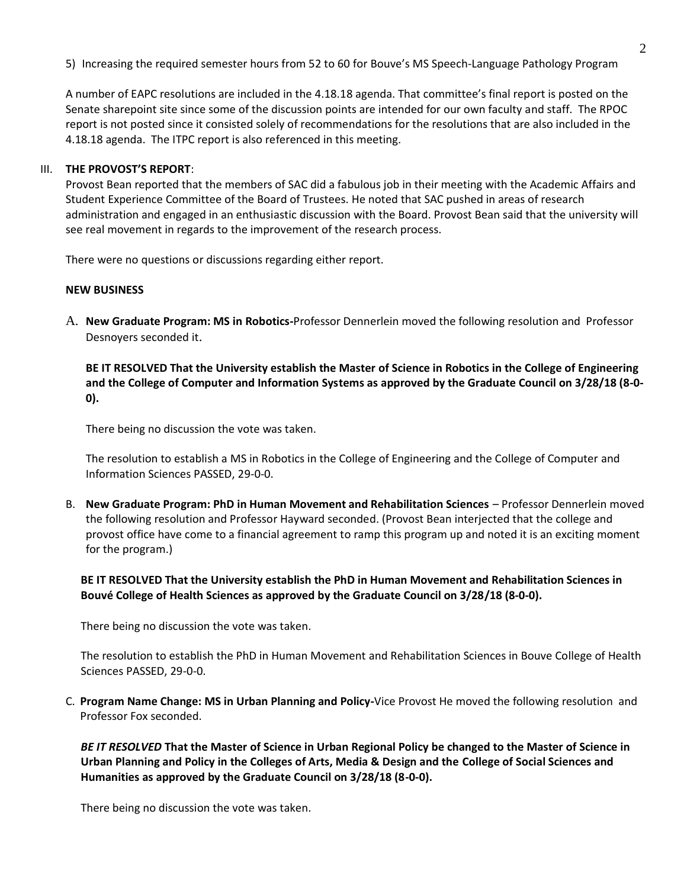5) Increasing the required semester hours from 52 to 60 for Bouve's MS Speech-Language Pathology Program

A number of EAPC resolutions are included in the 4.18.18 agenda. That committee's final report is posted on the Senate sharepoint site since some of the discussion points are intended for our own faculty and staff. The RPOC report is not posted since it consisted solely of recommendations for the resolutions that are also included in the 4.18.18 agenda. The ITPC report is also referenced in this meeting.

## III. THE PROVOST'S REPORT:

Provost Bean reported that the members of SAC did a fabulous job in their meeting with the Academic Affairs and Student Experience Committee of the Board of Trustees. He noted that SAC pushed in areas of research administration and engaged in an enthusiastic discussion with the Board. Provost Bean said that the university will see real movement in regards to the improvement of the research process.

There were no questions or discussions regarding either report.

## NEW BUSINESS

A. **New Graduate Program: MS in Robotics-**Professor Dennerlein moved the following resolution and Professor Desnoyers seconded it.

**BE IT RESOLVED That the University establish the Master of Science in Robotics in the College of Engineering and the College of Computer and Information Systems as approved by the Graduate Council on 3/28/18 (8-0-0).**

There being no discussion the vote was taken.

The resolution to establish a MS in Robotics in the College of Engineering and the College of Computer and Information Sciences PASSED, 29-0-0.

B. **New Graduate Program: PhD in Human Movement and Rehabilitation Sciences** – Professor Dennerlein moved the following resolution and Professor Hayward seconded. (Provost Bean interjected that the college and provost office have come to a financial agreement to ramp this program up and noted it is an exciting moment for the program.)

**BE IT RESOLVED That the University establish the PhD in Human Movement and Rehabilitation Sciences in Bouvé College of Health Sciences as approved by the Graduate Council on 3/28/18 (8-0-0).**

There being no discussion the vote was taken.

The resolution to establish the PhD in Human Movement and Rehabilitation Sciences in Bouve College of Health Sciences PASSED, 29-0-0.

C. **Program Name Change: MS in Urban Planning and Policy-**Vice Provost He moved the following resolution and Professor Fox seconded.

***BE IT RESOLVED* That the Master of Science in Urban Regional Policy be changed to the Master of Science in Urban Planning and Policy in the Colleges of Arts, Media & Design and the College of Social Sciences and Humanities as approved by the Graduate Council on 3/28/18 (8-0-0).**

There being no discussion the vote was taken.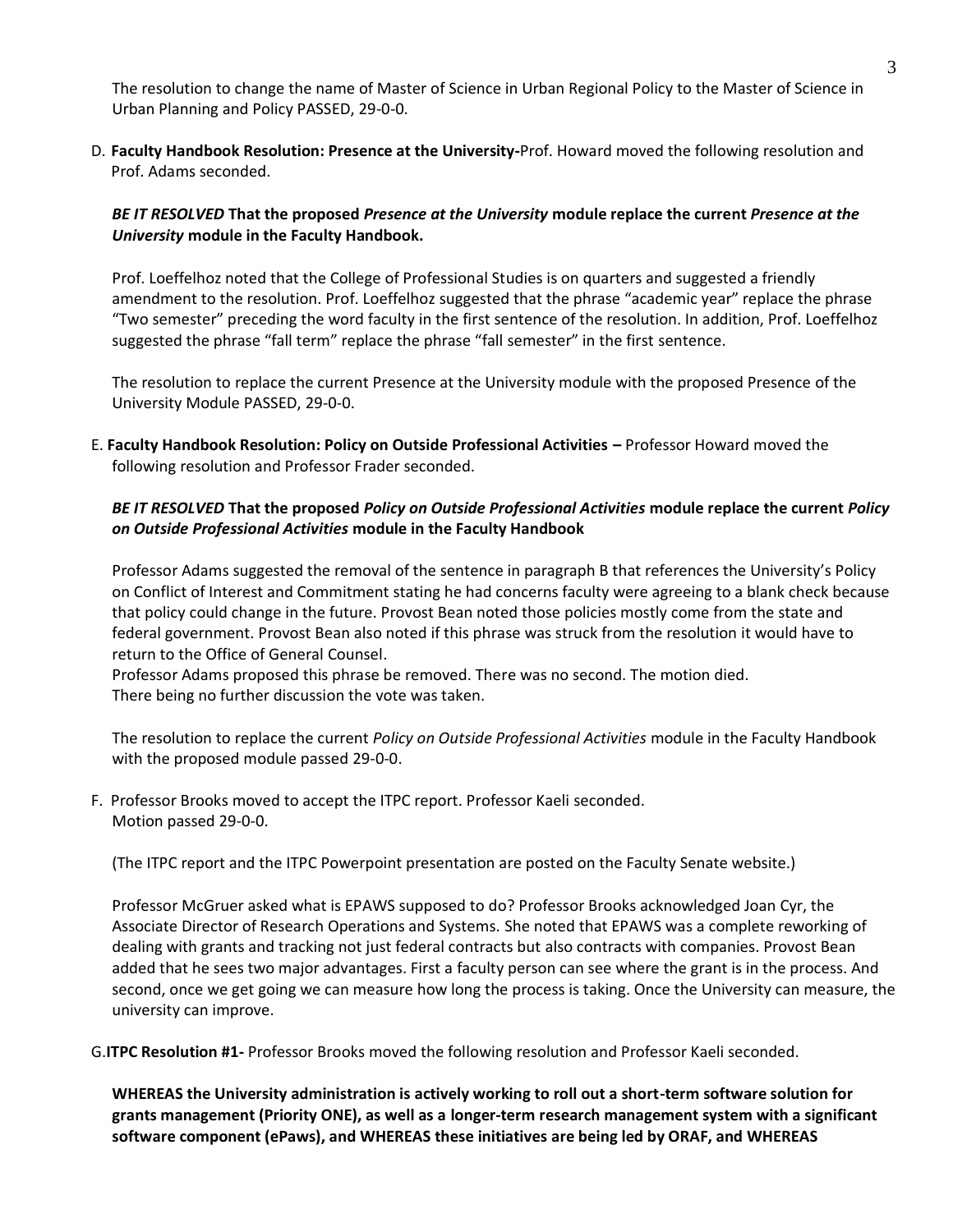The resolution to change the name of Master of Science in Urban Regional Policy to the Master of Science in Urban Planning and Policy PASSED, 29-0-0.

D. **Faculty Handbook Resolution: Presence at the University-**Prof. Howard moved the following resolution and Prof. Adams seconded.

***BE IT RESOLVED* That the proposed *Presence at the University* module replace the current *Presence at the University* module in the Faculty Handbook.**

Prof. Loeffelhoz noted that the College of Professional Studies is on quarters and suggested a friendly amendment to the resolution. Prof. Loeffelhoz suggested that the phrase "academic year" replace the phrase "Two semester" preceding the word faculty in the first sentence of the resolution. In addition, Prof. Loeffelhoz suggested the phrase "fall term" replace the phrase "fall semester" in the first sentence.

The resolution to replace the current Presence at the University module with the proposed Presence of the University Module PASSED, 29-0-0.

E. **Faculty Handbook Resolution: Policy on Outside Professional Activities –** Professor Howard moved the following resolution and Professor Frader seconded.

***BE IT RESOLVED* That the proposed *Policy on Outside Professional Activities* module replace the current *Policy on Outside Professional Activities* module in the Faculty Handbook**

Professor Adams suggested the removal of the sentence in paragraph B that references the University's Policy on Conflict of Interest and Commitment stating he had concerns faculty were agreeing to a blank check because that policy could change in the future. Provost Bean noted those policies mostly come from the state and federal government. Provost Bean also noted if this phrase was struck from the resolution it would have to return to the Office of General Counsel.
Professor Adams proposed this phrase be removed. There was no second. The motion died.
There being no further discussion the vote was taken.

The resolution to replace the current *Policy on Outside Professional Activities* module in the Faculty Handbook with the proposed module passed 29-0-0.

F. Professor Brooks moved to accept the ITPC report. Professor Kaeli seconded.
Motion passed 29-0-0.

(The ITPC report and the ITPC Powerpoint presentation are posted on the Faculty Senate website.)

Professor McGruer asked what is EPAWS supposed to do? Professor Brooks acknowledged Joan Cyr, the Associate Director of Research Operations and Systems. She noted that EPAWS was a complete reworking of dealing with grants and tracking not just federal contracts but also contracts with companies. Provost Bean added that he sees two major advantages. First a faculty person can see where the grant is in the process. And second, once we get going we can measure how long the process is taking. Once the University can measure, the university can improve.

G.**ITPC Resolution #1-** Professor Brooks moved the following resolution and Professor Kaeli seconded.

**WHEREAS the University administration is actively working to roll out a short-term software solution for grants management (Priority ONE), as well as a longer-term research management system with a significant software component (ePaws), and WHEREAS these initiatives are being led by ORAF, and WHEREAS**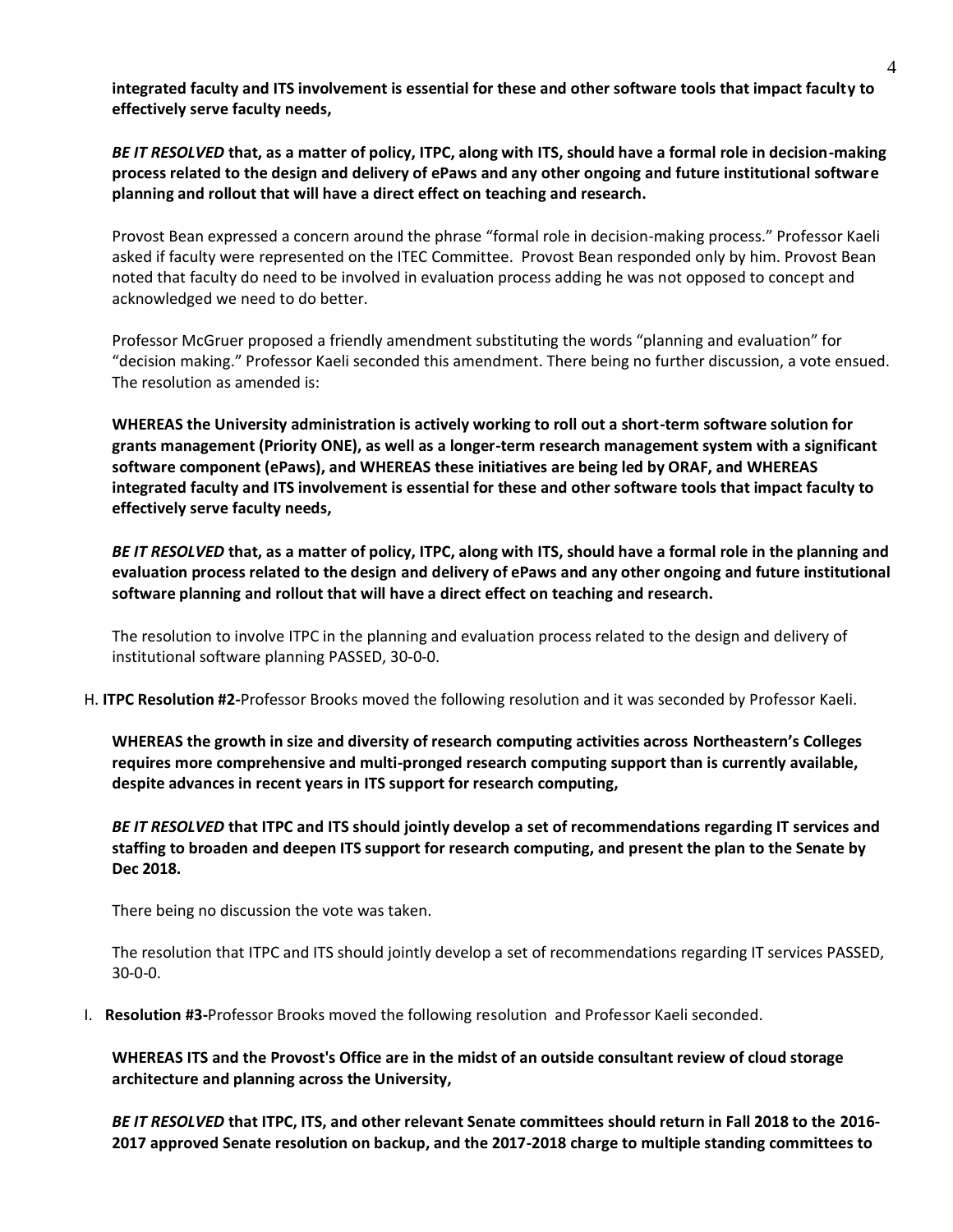**integrated faculty and ITS involvement is essential for these and other software tools that impact faculty to effectively serve faculty needs,**

***BE IT RESOLVED* that, as a matter of policy, ITPC, along with ITS, should have a formal role in decision-making process related to the design and delivery of ePaws and any other ongoing and future institutional software planning and rollout that will have a direct effect on teaching and research.**

Provost Bean expressed a concern around the phrase "formal role in decision-making process." Professor Kaeli asked if faculty were represented on the ITEC Committee. Provost Bean responded only by him. Provost Bean noted that faculty do need to be involved in evaluation process adding he was not opposed to concept and acknowledged we need to do better.

Professor McGruer proposed a friendly amendment substituting the words "planning and evaluation" for "decision making." Professor Kaeli seconded this amendment. There being no further discussion, a vote ensued. The resolution as amended is:

**WHEREAS the University administration is actively working to roll out a short-term software solution for grants management (Priority ONE), as well as a longer-term research management system with a significant software component (ePaws), and WHEREAS these initiatives are being led by ORAF, and WHEREAS integrated faculty and ITS involvement is essential for these and other software tools that impact faculty to effectively serve faculty needs,**

***BE IT RESOLVED* that, as a matter of policy, ITPC, along with ITS, should have a formal role in the planning and evaluation process related to the design and delivery of ePaws and any other ongoing and future institutional software planning and rollout that will have a direct effect on teaching and research.**

The resolution to involve ITPC in the planning and evaluation process related to the design and delivery of institutional software planning PASSED, 30-0-0.

H. **ITPC Resolution #2-**Professor Brooks moved the following resolution and it was seconded by Professor Kaeli.

**WHEREAS the growth in size and diversity of research computing activities across Northeastern's Colleges requires more comprehensive and multi-pronged research computing support than is currently available, despite advances in recent years in ITS support for research computing,**

***BE IT RESOLVED* that ITPC and ITS should jointly develop a set of recommendations regarding IT services and staffing to broaden and deepen ITS support for research computing, and present the plan to the Senate by Dec 2018.**

There being no discussion the vote was taken.

The resolution that ITPC and ITS should jointly develop a set of recommendations regarding IT services PASSED, 30-0-0.

I. **Resolution #3-**Professor Brooks moved the following resolution and Professor Kaeli seconded.

**WHEREAS ITS and the Provost's Office are in the midst of an outside consultant review of cloud storage architecture and planning across the University,**

***BE IT RESOLVED* that ITPC, ITS, and other relevant Senate committees should return in Fall 2018 to the 2016-2017 approved Senate resolution on backup, and the 2017-2018 charge to multiple standing committees to**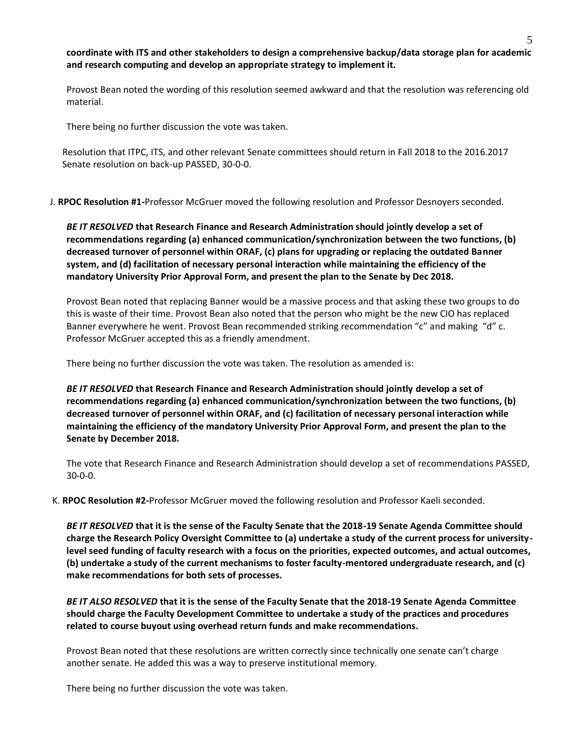**coordinate with ITS and other stakeholders to design a comprehensive backup/data storage plan for academic and research computing and develop an appropriate strategy to implement it.**

Provost Bean noted the wording of this resolution seemed awkward and that the resolution was referencing old material.

There being no further discussion the vote was taken.

Resolution that ITPC, ITS, and other relevant Senate committees should return in Fall 2018 to the 2016.2017 Senate resolution on back-up PASSED, 30-0-0.

J. **RPOC Resolution #1-**Professor McGruer moved the following resolution and Professor Desnoyers seconded.

***BE IT RESOLVED* that Research Finance and Research Administration should jointly develop a set of recommendations regarding (a) enhanced communication/synchronization between the two functions, (b) decreased turnover of personnel within ORAF, (c) plans for upgrading or replacing the outdated Banner system, and (d) facilitation of necessary personal interaction while maintaining the efficiency of the mandatory University Prior Approval Form, and present the plan to the Senate by Dec 2018.**

Provost Bean noted that replacing Banner would be a massive process and that asking these two groups to do this is waste of their time. Provost Bean also noted that the person who might be the new CIO has replaced Banner everywhere he went. Provost Bean recommended striking recommendation "c" and making "d" c. Professor McGruer accepted this as a friendly amendment.

There being no further discussion the vote was taken. The resolution as amended is:

***BE IT RESOLVED* that Research Finance and Research Administration should jointly develop a set of recommendations regarding (a) enhanced communication/synchronization between the two functions, (b) decreased turnover of personnel within ORAF, and (c) facilitation of necessary personal interaction while maintaining the efficiency of the mandatory University Prior Approval Form, and present the plan to the Senate by December 2018.**

The vote that Research Finance and Research Administration should develop a set of recommendations PASSED, 30-0-0.

K. **RPOC Resolution #2-**Professor McGruer moved the following resolution and Professor Kaeli seconded.

***BE IT RESOLVED* that it is the sense of the Faculty Senate that the 2018-19 Senate Agenda Committee should charge the Research Policy Oversight Committee to (a) undertake a study of the current process for university-level seed funding of faculty research with a focus on the priorities, expected outcomes, and actual outcomes, (b) undertake a study of the current mechanisms to foster faculty-mentored undergraduate research, and (c) make recommendations for both sets of processes.**

***BE IT ALSO RESOLVED* that it is the sense of the Faculty Senate that the 2018-19 Senate Agenda Committee should charge the Faculty Development Committee to undertake a study of the practices and procedures related to course buyout using overhead return funds and make recommendations.**

Provost Bean noted that these resolutions are written correctly since technically one senate can't charge another senate. He added this was a way to preserve institutional memory.

There being no further discussion the vote was taken.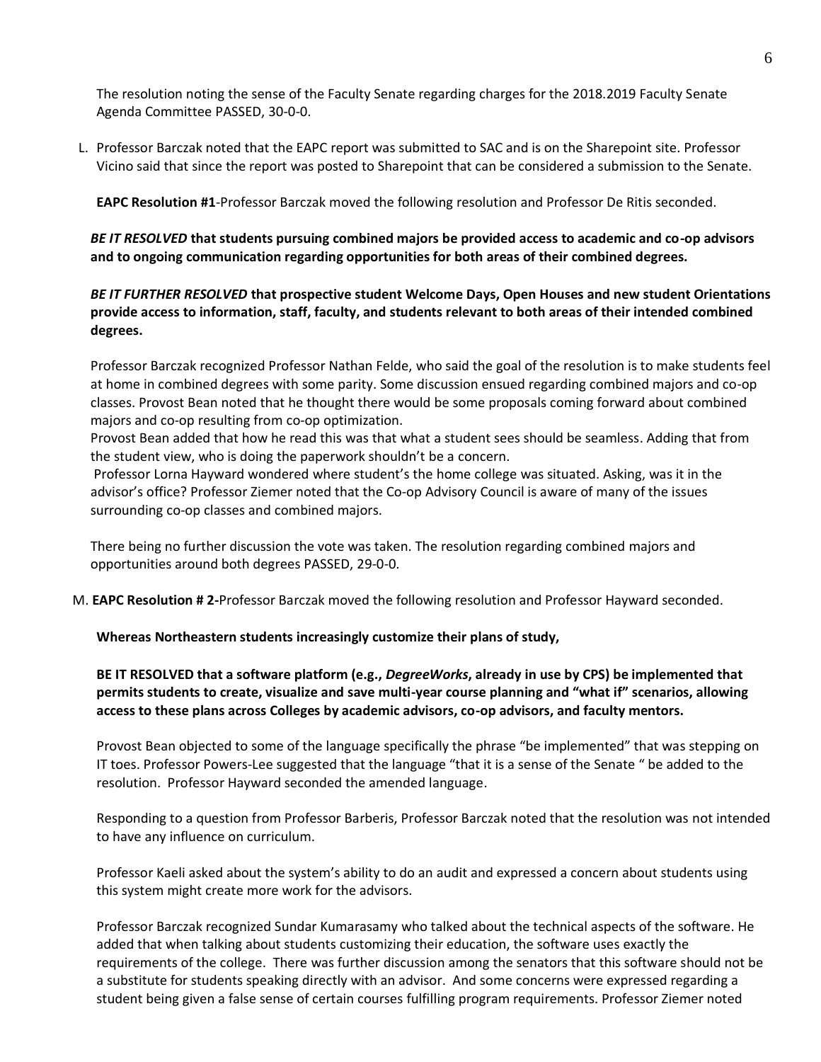The resolution noting the sense of the Faculty Senate regarding charges for the 2018.2019 Faculty Senate Agenda Committee PASSED, 30-0-0.

L. Professor Barczak noted that the EAPC report was submitted to SAC and is on the Sharepoint site. Professor Vicino said that since the report was posted to Sharepoint that can be considered a submission to the Senate.

**EAPC Resolution #1**-Professor Barczak moved the following resolution and Professor De Ritis seconded.

***BE IT RESOLVED* that students pursuing combined majors be provided access to academic and co-op advisors and to ongoing communication regarding opportunities for both areas of their combined degrees.**

***BE IT FURTHER RESOLVED* that prospective student Welcome Days, Open Houses and new student Orientations provide access to information, staff, faculty, and students relevant to both areas of their intended combined degrees.**

Professor Barczak recognized Professor Nathan Felde, who said the goal of the resolution is to make students feel at home in combined degrees with some parity. Some discussion ensued regarding combined majors and co-op classes. Provost Bean noted that he thought there would be some proposals coming forward about combined majors and co-op resulting from co-op optimization.

Provost Bean added that how he read this was that what a student sees should be seamless. Adding that from the student view, who is doing the paperwork shouldn't be a concern.

Professor Lorna Hayward wondered where student's the home college was situated. Asking, was it in the advisor's office? Professor Ziemer noted that the Co-op Advisory Council is aware of many of the issues surrounding co-op classes and combined majors.

There being no further discussion the vote was taken. The resolution regarding combined majors and opportunities around both degrees PASSED, 29-0-0.

M. **EAPC Resolution # 2-**Professor Barczak moved the following resolution and Professor Hayward seconded.

**Whereas Northeastern students increasingly customize their plans of study,**

**BE IT RESOLVED that a software platform (e.g., *DegreeWorks*, already in use by CPS) be implemented that permits students to create, visualize and save multi-year course planning and "what if" scenarios, allowing access to these plans across Colleges by academic advisors, co-op advisors, and faculty mentors.**

Provost Bean objected to some of the language specifically the phrase "be implemented" that was stepping on IT toes. Professor Powers-Lee suggested that the language "that it is a sense of the Senate " be added to the resolution. Professor Hayward seconded the amended language.

Responding to a question from Professor Barberis, Professor Barczak noted that the resolution was not intended to have any influence on curriculum.

Professor Kaeli asked about the system's ability to do an audit and expressed a concern about students using this system might create more work for the advisors.

Professor Barczak recognized Sundar Kumarasamy who talked about the technical aspects of the software. He added that when talking about students customizing their education, the software uses exactly the requirements of the college. There was further discussion among the senators that this software should not be a substitute for students speaking directly with an advisor. And some concerns were expressed regarding a student being given a false sense of certain courses fulfilling program requirements. Professor Ziemer noted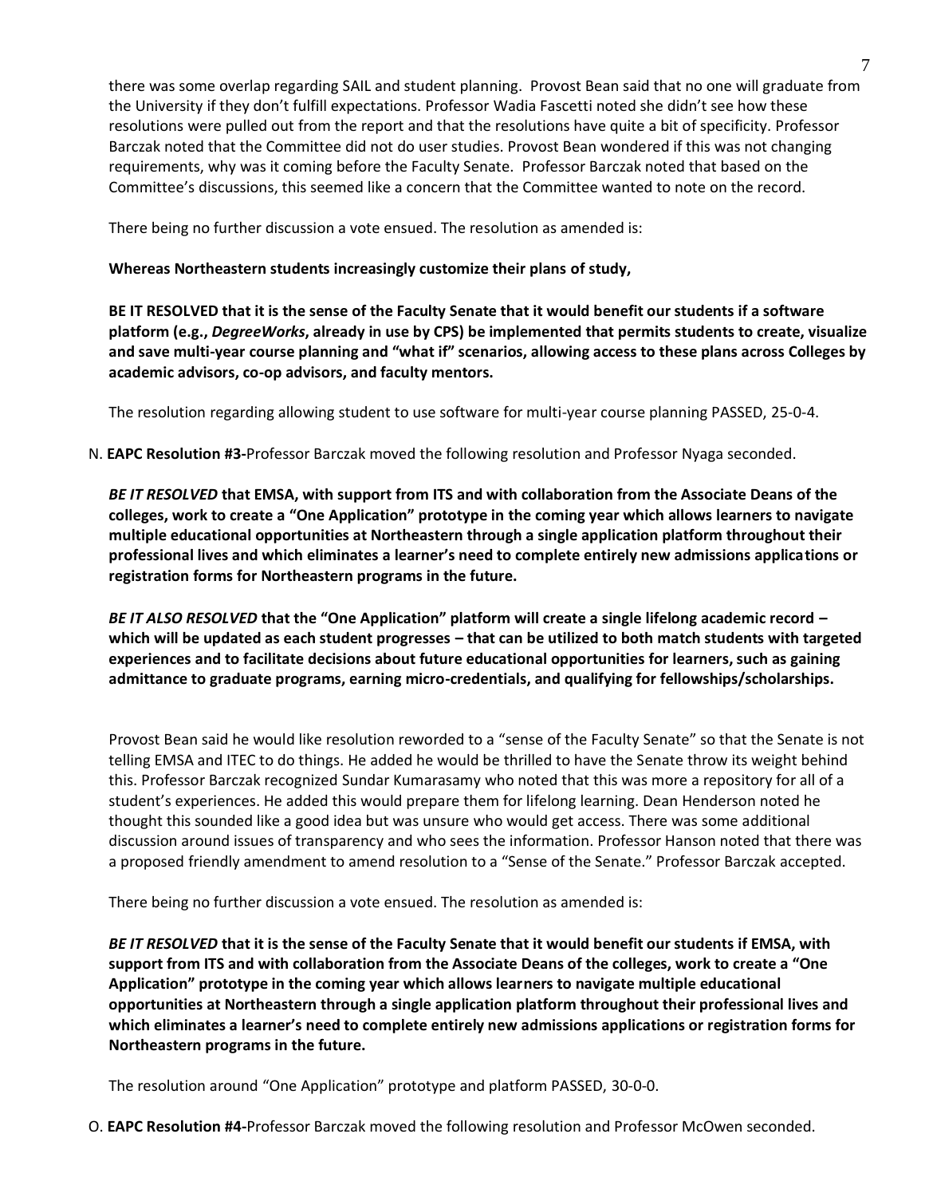there was some overlap regarding SAIL and student planning. Provost Bean said that no one will graduate from the University if they don't fulfill expectations. Professor Wadia Fascetti noted she didn't see how these resolutions were pulled out from the report and that the resolutions have quite a bit of specificity. Professor Barczak noted that the Committee did not do user studies. Provost Bean wondered if this was not changing requirements, why was it coming before the Faculty Senate. Professor Barczak noted that based on the Committee's discussions, this seemed like a concern that the Committee wanted to note on the record.

There being no further discussion a vote ensued. The resolution as amended is:

**Whereas Northeastern students increasingly customize their plans of study,**

**BE IT RESOLVED that it is the sense of the Faculty Senate that it would benefit our students if a software platform (e.g., *DegreeWorks*, already in use by CPS) be implemented that permits students to create, visualize and save multi-year course planning and "what if" scenarios, allowing access to these plans across Colleges by academic advisors, co-op advisors, and faculty mentors.**

The resolution regarding allowing student to use software for multi-year course planning PASSED, 25-0-4.

N. **EAPC Resolution #3-**Professor Barczak moved the following resolution and Professor Nyaga seconded.

***BE IT RESOLVED* that EMSA, with support from ITS and with collaboration from the Associate Deans of the colleges, work to create a "One Application" prototype in the coming year which allows learners to navigate multiple educational opportunities at Northeastern through a single application platform throughout their professional lives and which eliminates a learner's need to complete entirely new admissions applications or registration forms for Northeastern programs in the future.**

***BE IT ALSO RESOLVED* that the "One Application" platform will create a single lifelong academic record – which will be updated as each student progresses – that can be utilized to both match students with targeted experiences and to facilitate decisions about future educational opportunities for learners, such as gaining admittance to graduate programs, earning micro-credentials, and qualifying for fellowships/scholarships.**

Provost Bean said he would like resolution reworded to a "sense of the Faculty Senate" so that the Senate is not telling EMSA and ITEC to do things. He added he would be thrilled to have the Senate throw its weight behind this. Professor Barczak recognized Sundar Kumarasamy who noted that this was more a repository for all of a student's experiences. He added this would prepare them for lifelong learning. Dean Henderson noted he thought this sounded like a good idea but was unsure who would get access. There was some additional discussion around issues of transparency and who sees the information. Professor Hanson noted that there was a proposed friendly amendment to amend resolution to a "Sense of the Senate." Professor Barczak accepted.

There being no further discussion a vote ensued. The resolution as amended is:

***BE IT RESOLVED* that it is the sense of the Faculty Senate that it would benefit our students if EMSA, with support from ITS and with collaboration from the Associate Deans of the colleges, work to create a "One Application" prototype in the coming year which allows learners to navigate multiple educational opportunities at Northeastern through a single application platform throughout their professional lives and which eliminates a learner's need to complete entirely new admissions applications or registration forms for Northeastern programs in the future.**

The resolution around "One Application" prototype and platform PASSED, 30-0-0.

O. **EAPC Resolution #4-**Professor Barczak moved the following resolution and Professor McOwen seconded.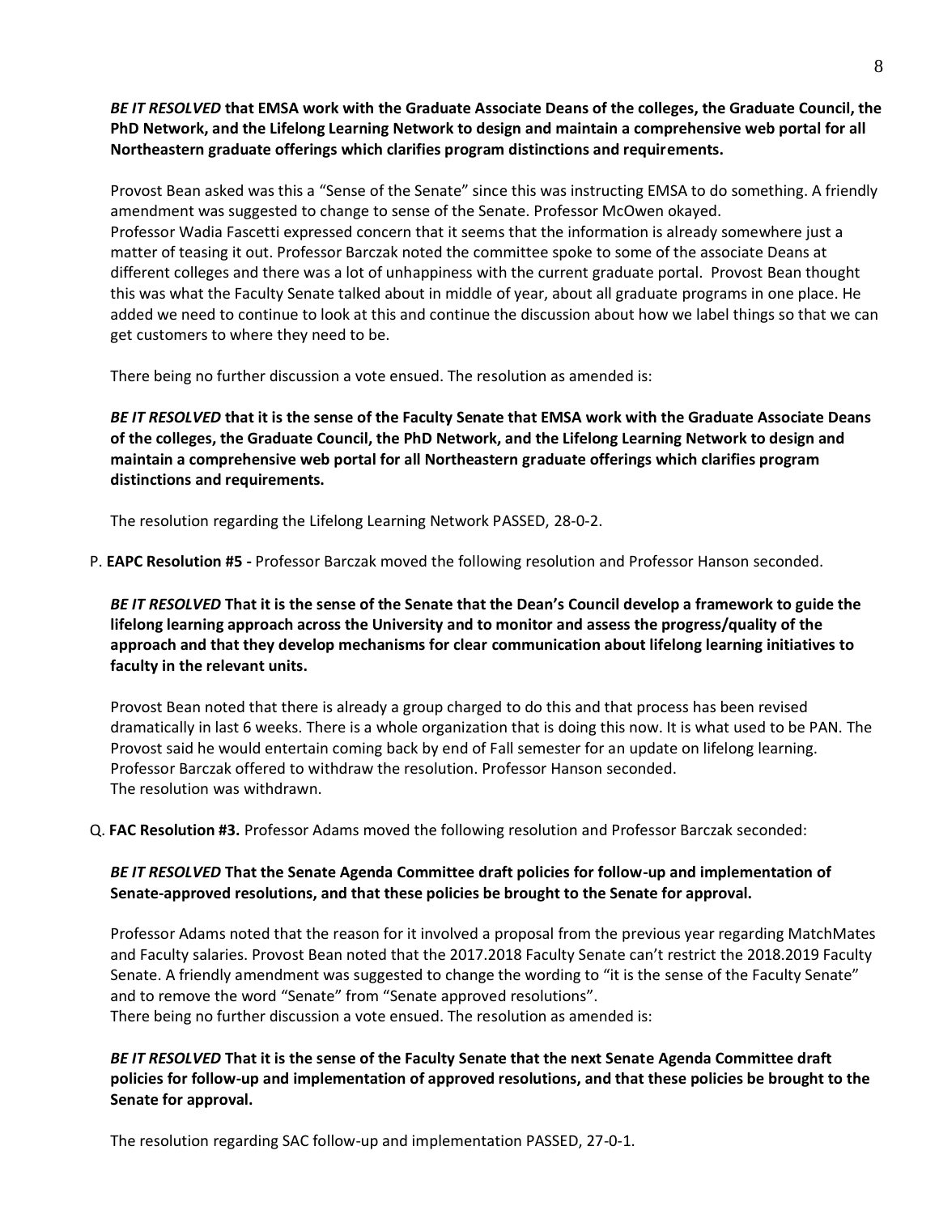***BE IT RESOLVED* that EMSA work with the Graduate Associate Deans of the colleges, the Graduate Council, the PhD Network, and the Lifelong Learning Network to design and maintain a comprehensive web portal for all Northeastern graduate offerings which clarifies program distinctions and requirements.**

Provost Bean asked was this a "Sense of the Senate" since this was instructing EMSA to do something. A friendly amendment was suggested to change to sense of the Senate. Professor McOwen okayed. Professor Wadia Fascetti expressed concern that it seems that the information is already somewhere just a matter of teasing it out. Professor Barczak noted the committee spoke to some of the associate Deans at different colleges and there was a lot of unhappiness with the current graduate portal. Provost Bean thought this was what the Faculty Senate talked about in middle of year, about all graduate programs in one place. He added we need to continue to look at this and continue the discussion about how we label things so that we can get customers to where they need to be.

There being no further discussion a vote ensued. The resolution as amended is:

***BE IT RESOLVED* that it is the sense of the Faculty Senate that EMSA work with the Graduate Associate Deans of the colleges, the Graduate Council, the PhD Network, and the Lifelong Learning Network to design and maintain a comprehensive web portal for all Northeastern graduate offerings which clarifies program distinctions and requirements.**

The resolution regarding the Lifelong Learning Network PASSED, 28-0-2.

P. **EAPC Resolution #5 -** Professor Barczak moved the following resolution and Professor Hanson seconded.

***BE IT RESOLVED* That it is the sense of the Senate that the Dean's Council develop a framework to guide the lifelong learning approach across the University and to monitor and assess the progress/quality of the approach and that they develop mechanisms for clear communication about lifelong learning initiatives to faculty in the relevant units.**

Provost Bean noted that there is already a group charged to do this and that process has been revised dramatically in last 6 weeks. There is a whole organization that is doing this now. It is what used to be PAN. The Provost said he would entertain coming back by end of Fall semester for an update on lifelong learning. Professor Barczak offered to withdraw the resolution. Professor Hanson seconded.
The resolution was withdrawn.

Q. **FAC Resolution #3.** Professor Adams moved the following resolution and Professor Barczak seconded:

***BE IT RESOLVED* That the Senate Agenda Committee draft policies for follow-up and implementation of Senate-approved resolutions, and that these policies be brought to the Senate for approval.**

Professor Adams noted that the reason for it involved a proposal from the previous year regarding MatchMates and Faculty salaries. Provost Bean noted that the 2017.2018 Faculty Senate can't restrict the 2018.2019 Faculty Senate. A friendly amendment was suggested to change the wording to "it is the sense of the Faculty Senate" and to remove the word "Senate" from "Senate approved resolutions".
There being no further discussion a vote ensued. The resolution as amended is:

***BE IT RESOLVED* That it is the sense of the Faculty Senate that the next Senate Agenda Committee draft policies for follow-up and implementation of approved resolutions, and that these policies be brought to the Senate for approval.**

The resolution regarding SAC follow-up and implementation PASSED, 27-0-1.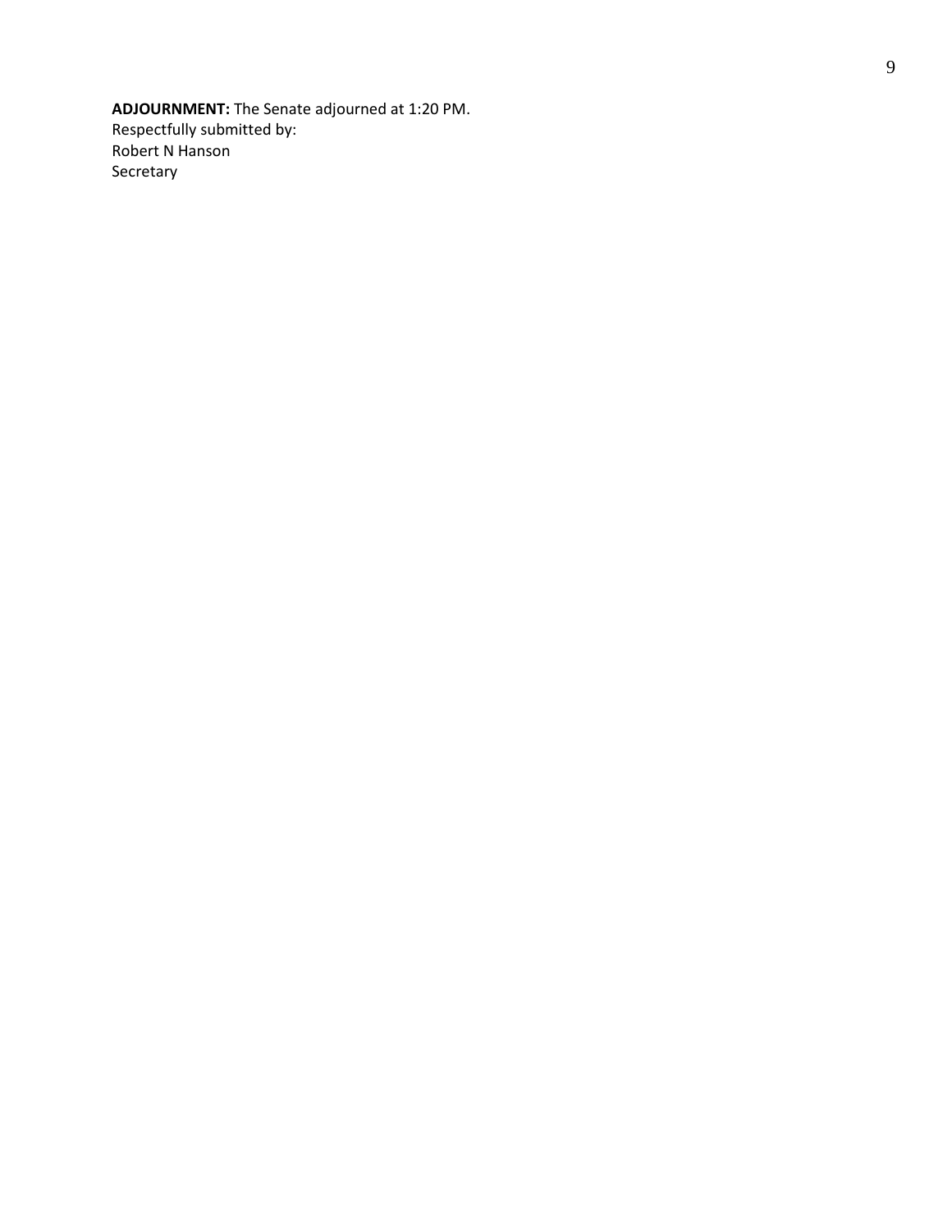**ADJOURNMENT:** The Senate adjourned at 1:20 PM.
Respectfully submitted by:
Robert N Hanson
Secretary